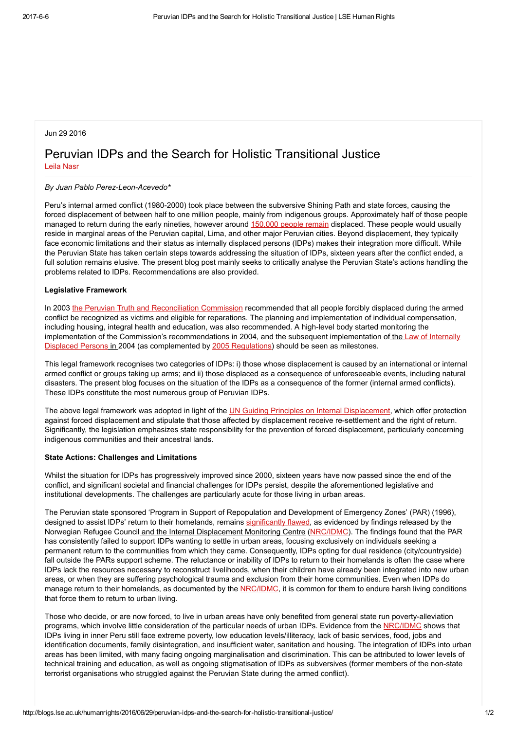Jun 29 2016

# Peruvian IDPs and the Search for Holistic Transitional Justice

Leila Nasr

*By Juan Pablo Perez-Leon-Acevedo**

Peru's internal armed conflict (1980-2000) took place between the subversive Shining Path and state forces, causing the forced displacement of between half to one million people, mainly from indigenous groups. Approximately half of those people managed to return during the early nineties, however around 150,000 people remain displaced. These people would usually reside in marginal areas of the Peruvian capital, Lima, and other major Peruvian cities. Beyond displacement, they typically face economic limitations and their status as internally displaced persons (IDPs) makes their integration more difficult. While the Peruvian State has taken certain steps towards addressing the situation of IDPs, sixteen years after the conflict ended, a full solution remains elusive. The present blog post mainly seeks to critically analyse the Peruvian State's actions handling the problems related to IDPs. Recommendations are also provided.

**Legislative Framework**

In 2003 the Peruvian Truth and Reconciliation Commission recommended that all people forcibly displaced during the armed conflict be recognized as victims and eligible for reparations. The planning and implementation of individual compensation, including housing, integral health and education, was also recommended. A high-level body started monitoring the implementation of the Commission's recommendations in 2004, and the subsequent implementation of the Law of Internally Displaced Persons in 2004 (as complemented by 2005 Regulations) should be seen as milestones.

This legal framework recognises two categories of IDPs: i) those whose displacement is caused by an international or internal armed conflict or groups taking up arms; and ii) those displaced as a consequence of unforeseeable events, including natural disasters. The present blog focuses on the situation of the IDPs as a consequence of the former (internal armed conflicts). These IDPs constitute the most numerous group of Peruvian IDPs.

The above legal framework was adopted in light of the UN Guiding Principles on Internal Displacement, which offer protection against forced displacement and stipulate that those affected by displacement receive re-settlement and the right of return. Significantly, the legislation emphasizes state responsibility for the prevention of forced displacement, particularly concerning indigenous communities and their ancestral lands.

**State Actions: Challenges and Limitations**

Whilst the situation for IDPs has progressively improved since 2000, sixteen years have now passed since the end of the conflict, and significant societal and financial challenges for IDPs persist, despite the aforementioned legislative and institutional developments. The challenges are particularly acute for those living in urban areas.

The Peruvian state sponsored 'Program in Support of Repopulation and Development of Emergency Zones' (PAR) (1996), designed to assist IDPs' return to their homelands, remains significantly flawed, as evidenced by findings released by the Norwegian Refugee Council and the Internal Displacement Monitoring Centre (NRC/IDMC). The findings found that the PAR has consistently failed to support IDPs wanting to settle in urban areas, focusing exclusively on individuals seeking a permanent return to the communities from which they came. Consequently, IDPs opting for dual residence (city/countryside) fall outside the PARs support scheme. The reluctance or inability of IDPs to return to their homelands is often the case where IDPs lack the resources necessary to reconstruct livelihoods, when their children have already been integrated into new urban areas, or when they are suffering psychological trauma and exclusion from their home communities. Even when IDPs do manage return to their homelands, as documented by the NRC/IDMC, it is common for them to endure harsh living conditions that force them to return to urban living.

Those who decide, or are now forced, to live in urban areas have only benefited from general state run poverty-alleviation programs, which involve little consideration of the particular needs of urban IDPs. Evidence from the NRC/IDMC shows that IDPs living in inner Peru still face extreme poverty, low education levels/illiteracy, lack of basic services, food, jobs and identification documents, family disintegration, and insufficient water, sanitation and housing. The integration of IDPs into urban areas has been limited, with many facing ongoing marginalisation and discrimination. This can be attributed to lower levels of technical training and education, as well as ongoing stigmatisation of IDPs as subversives (former members of the non-state terrorist organisations who struggled against the Peruvian State during the armed conflict).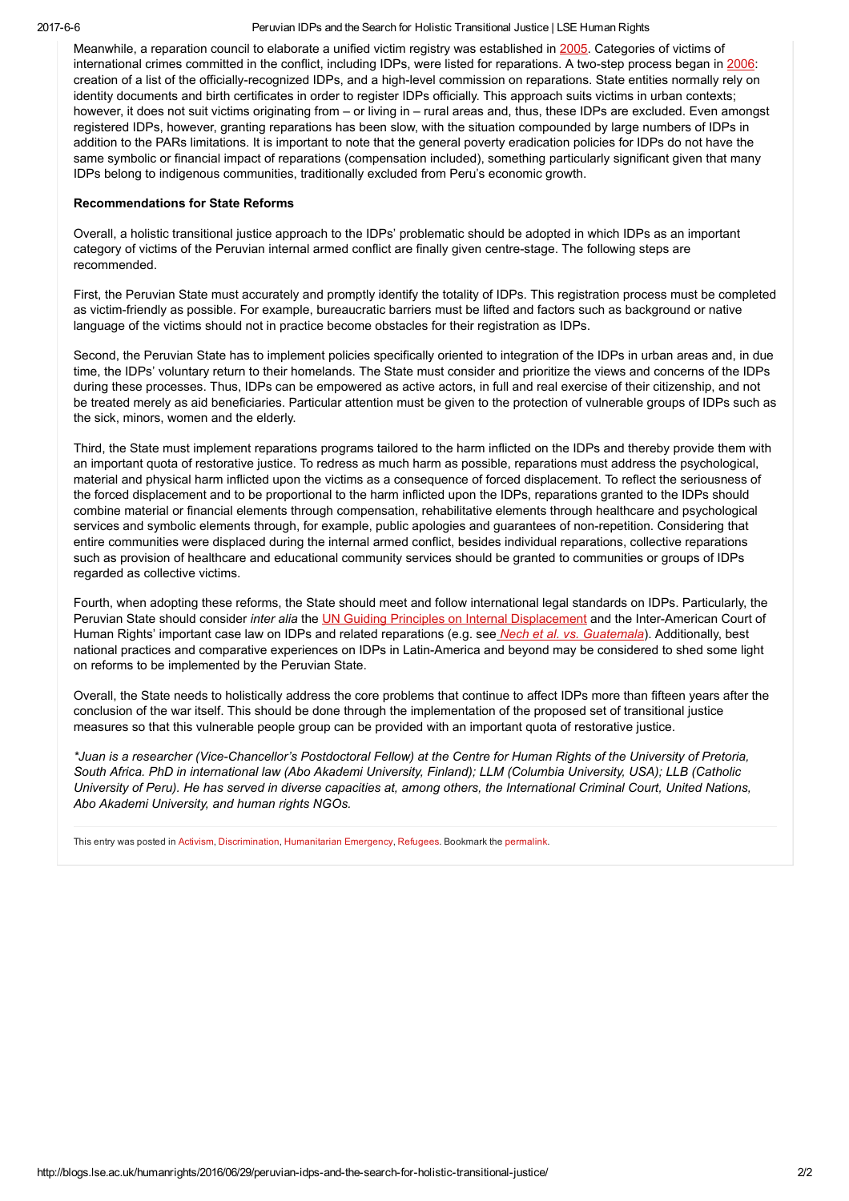Meanwhile, a reparation council to elaborate a unified victim registry was established in 2005. Categories of victims of international crimes committed in the conflict, including IDPs, were listed for reparations. A two-step process began in 2006: creation of a list of the officially-recognized IDPs, and a high-level commission on reparations. State entities normally rely on identity documents and birth certificates in order to register IDPs officially. This approach suits victims in urban contexts; however, it does not suit victims originating from – or living in – rural areas and, thus, these IDPs are excluded. Even amongst registered IDPs, however, granting reparations has been slow, with the situation compounded by large numbers of IDPs in addition to the PARs limitations. It is important to note that the general poverty eradication policies for IDPs do not have the same symbolic or financial impact of reparations (compensation included), something particularly significant given that many IDPs belong to indigenous communities, traditionally excluded from Peru's economic growth.

**Recommendations for State Reforms**

Overall, a holistic transitional justice approach to the IDPs' problematic should be adopted in which IDPs as an important category of victims of the Peruvian internal armed conflict are finally given centre-stage. The following steps are recommended.

First, the Peruvian State must accurately and promptly identify the totality of IDPs. This registration process must be completed as victim-friendly as possible. For example, bureaucratic barriers must be lifted and factors such as background or native language of the victims should not in practice become obstacles for their registration as IDPs.

Second, the Peruvian State has to implement policies specifically oriented to integration of the IDPs in urban areas and, in due time, the IDPs' voluntary return to their homelands. The State must consider and prioritize the views and concerns of the IDPs during these processes. Thus, IDPs can be empowered as active actors, in full and real exercise of their citizenship, and not be treated merely as aid beneficiaries. Particular attention must be given to the protection of vulnerable groups of IDPs such as the sick, minors, women and the elderly.

Third, the State must implement reparations programs tailored to the harm inflicted on the IDPs and thereby provide them with an important quota of restorative justice. To redress as much harm as possible, reparations must address the psychological, material and physical harm inflicted upon the victims as a consequence of forced displacement. To reflect the seriousness of the forced displacement and to be proportional to the harm inflicted upon the IDPs, reparations granted to the IDPs should combine material or financial elements through compensation, rehabilitative elements through healthcare and psychological services and symbolic elements through, for example, public apologies and guarantees of non-repetition. Considering that entire communities were displaced during the internal armed conflict, besides individual reparations, collective reparations such as provision of healthcare and educational community services should be granted to communities or groups of IDPs regarded as collective victims.

Fourth, when adopting these reforms, the State should meet and follow international legal standards on IDPs. Particularly, the Peruvian State should consider *inter alia* the UN Guiding Principles on Internal Displacement and the Inter-American Court of Human Rights' important case law on IDPs and related reparations (e.g. see *Nech et al. vs. Guatemala*). Additionally, best national practices and comparative experiences on IDPs in Latin-America and beyond may be considered to shed some light on reforms to be implemented by the Peruvian State.

Overall, the State needs to holistically address the core problems that continue to affect IDPs more than fifteen years after the conclusion of the war itself. This should be done through the implementation of the proposed set of transitional justice measures so that this vulnerable people group can be provided with an important quota of restorative justice.

**Juan is a researcher (Vice-Chancellor's Postdoctoral Fellow) at the Centre for Human Rights of the University of Pretoria, South Africa. PhD in international law (Abo Akademi University, Finland); LLM (Columbia University, USA); LLB (Catholic University of Peru). He has served in diverse capacities at, among others, the International Criminal Court, United Nations, Abo Akademi University, and human rights NGOs.*

This entry was posted in Activism, Discrimination, Humanitarian Emergency, Refugees. Bookmark the permalink.